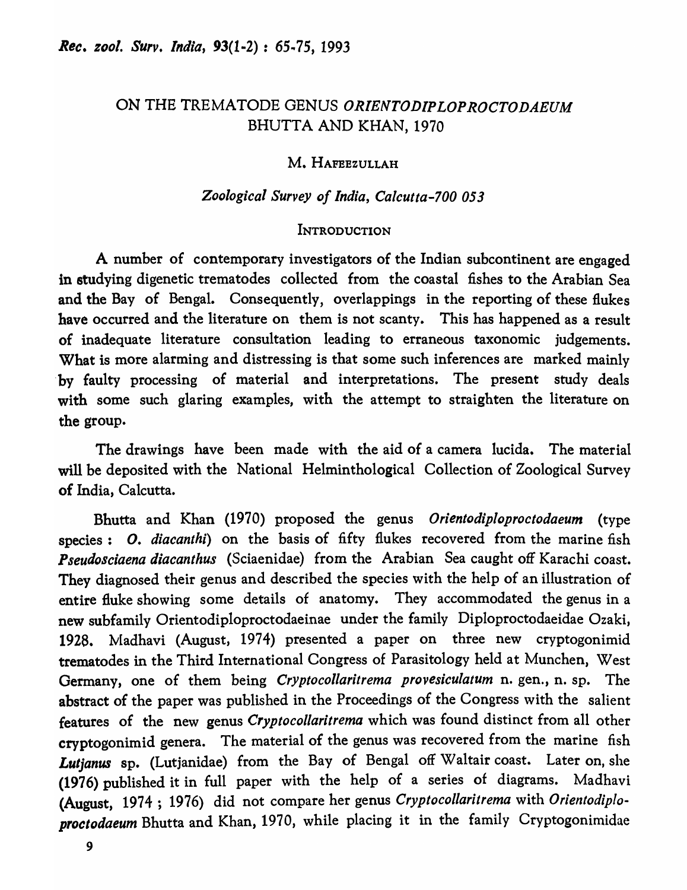# ON THE TREMATODE GENUS *ORIENTODIPLOPROCTODAEUM* BHUTTA AND KHAN, 1970

M. HAFEEZULLAH

*Zoological Survey of India, Calcutta-700 053*

## INTRODUCTION

A number of contemporary investigators of the Indian subcontinent are engaged in studying digenetic trematodes collected from the coastal fishes to the Arabian Sea and the Bay of Bengal. Consequently, overlappings in the reporting of these flukes have occurred and the literature on them is not scanty. This has happened as a result of inadequate literature consultation leading to erraneous taxonomic judgements. What is more alarming and distressing is that some such inferences are marked mainly by faulty processing of material and interpretations. The present study deals with some such glaring examples, with the attempt to straighten the literature on the group.

The drawings have been made with the aid of a camera lucida. The material will be deposited with the National Helminthological Collection of Zoological Survey of India, Calcutta.

Bhutta and Khan (1970) proposed the genus *Orientodiploproctodaeum* (type species : *O. diacanthi*) on the basis of fifty flukes recovered from the marine fish *Pseudosciaena diacanthus* (Sciaenidae) from the Arabian Sea caught off Karachi coast. They diagnosed their genus and described the species with the help of an illustration of entire fluke showing some details of anatomy. They accommodated the genus in a new subfamily Orientodiploproctodaeinae under the family Diploproctodaeidae Ozaki, 1928. Madhavi (August, 1974) presented a paper on three new cryptogonimid trematodes in the Third International Congress of Parasitology held at Munchen, West Germany, one of them being *Cryptocollaritrema provesiculatum* n. gen., n. sp. The abstract of the paper was published in the Proceedings of the Congress with the salient features of the new genus *Cryptocollaritrema* which was found distinct from all other cryptogonimid genera. The material of the genus was recovered from the marine fish *Lutjanus* sp. (Lutjanidae) from the Bay of Bengal off Waltair coast. Later on, she (1976) published it in full paper with the help of a series of diagrams. Madhavi (August, 1974 ; 1976) did not compare her genus *Cryptocollaritrema* with *Orientodiploproctodaeum* Bhutta and Khan, 1970, while placing it in the family Cryptogonimidae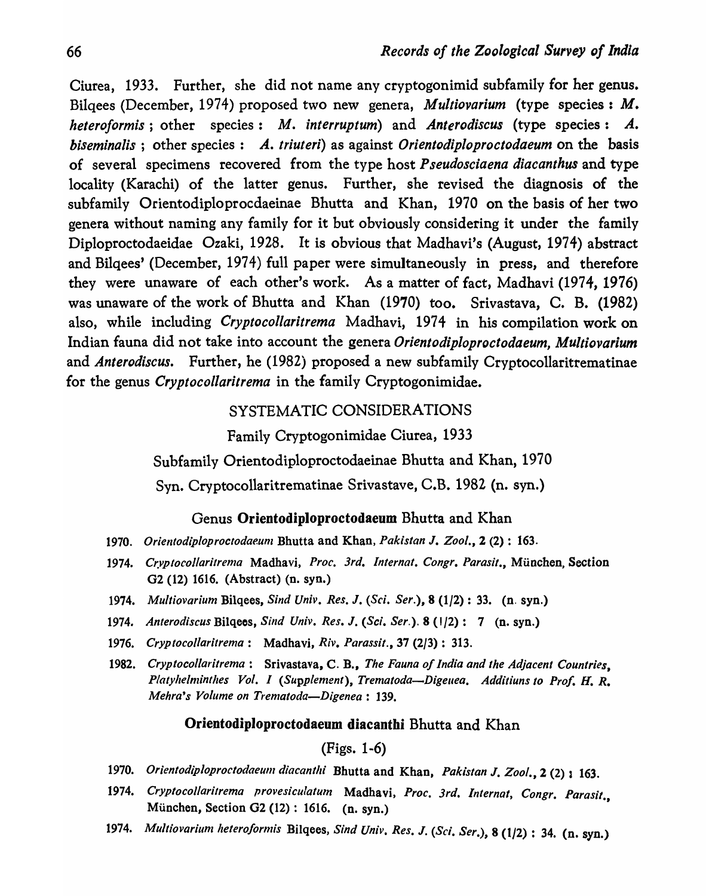Ciurea, 1933. Further, she did not name any cryptogonimid subfamily for her genus. Bilqees (December, 1974) proposed two new genera, *Multiovarium* (type species : *M. heteroformis* ; other species : *M. interruptum*) and *Anterodiscus* (type species : *A. biseminalis* ; other species : *A. triuteri*) as against *Orientodiploproctodaeum* on the basis of several specimens recovered from the type host *Pseudosciaena diacanthus* and type locality (Karachi) of the latter genus. Further, she revised the diagnosis of the subfamily Orientodiploprocdaeinae Bhutta and Khan, 1970 on the basis of her two genera without naming any family for it but obviously considering it under the family Diploproctodaeidae Ozaki, 1928. It is obvious that Madhavi's (August, 1974) abstract and Bilqees' (December, 1974) full paper were simultaneously in press, and therefore they were unaware of each other's work. As a matter of fact, Madhavi (1974, 1976) was unaware of the work of Bhutta and Khan (1970) too. Srivastava, C. B. (1982) also, while including *Cryptocollaritrema* Madhavi, 1974 in his compilation work on Indian fauna did not take into account the genera *Orientodiploproctodaeum, Multiovarium* and *Anterodiscus*. Further, he (1982) proposed a new subfamily Cryptocollaritrematinae for the genus *Cryptocollaritrema* in the family Cryptogonimidae.

## SYSTEMATIC CONSIDERATIONS

Family Cryptogonimidae Ciurea, 1933

Subfamily Orientodiploproctodaeinae Bhutta and Khan, 1970

Syn. Cryptocollaritrematinae Srivastave, C.B. 1982 (n. syn.)

### Genus **Orientodiploproctodaeum** Bhutta and Khan

1970. *Orientodiploproctodaeum* Bhutta and Khan, *Pakistan J. Zool.*, **2** (2) : 163.

1974. *Cryptocollaritrema* Madhavi, *Proc. 3rd. Internat. Congr. Parasit.*, München, Section G2 (12) 1616. (Abstract) (n. syn.)

1974. *Multiovarium* Bilqees, *Sind Univ. Res. J.* (*Sci. Ser.*), **8** (1/2) : 33. (n. syn.)

1974. *Anterodiscus* Bilqees, *Sind Univ. Res. J.* (*Sci. Ser.*). **8** (1/2) : 7 (n. syn.)

1976. *Cryptocollaritrema* : Madhavi, *Riv. Parassit.*, **37** (2/3) : 313.

1982. *Cryptocollaritrema* : Srivastava, C. B., *The Fauna of India and the Adjacent Countries, Platyhelminthes Vol. I* (*Supplement*), *Trematoda—Digeuea. Additiuns to Prof. H. R. Mehra's Volume on Trematoda—Digenea* : 139.

### **Orientodiploproctodaeum diacanthi** Bhutta and Khan

(Figs. 1-6)

1970. *Orientodiploproctodaeum diacanthi* Bhutta and Khan, *Pakistan J. Zool.*, **2** (2) : 163.

1974. *Cryptocollaritrema provesiculatum* Madhavi, *Proc. 3rd. Internat, Congr. Parasit.*, München, Section G2 (12) : 1616. (n. syn.)

1974. *Multiovarium heteroformis* Bilqees, *Sind Univ. Res. J.* (*Sci. Ser.*), **8** (1/2) : 34. (n. syn.)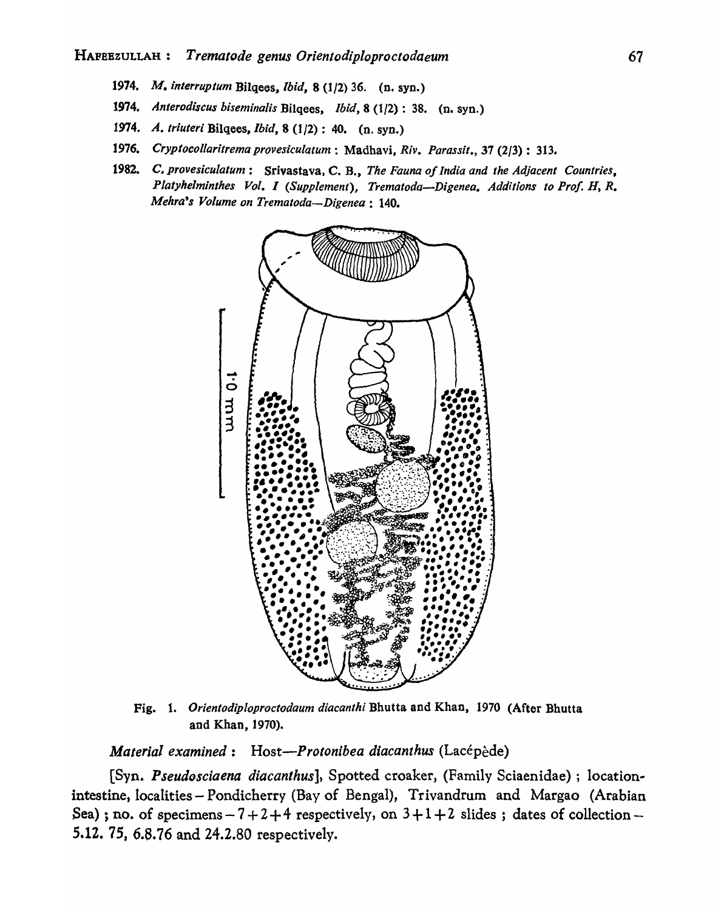1974. *M. interruptum* Bilqees, *Ibid*, 8 (1/2) 36. (n. syn.)

1974. *Anterodiscus biseminalis* Bilqees, *Ibid*, 8 (1/2) : 38. (n. syn.)

1974. *A. triuteri* Bilqees, *Ibid*, 8 (1/2) : 40. (n. syn.)

1976. *Cryptocollaritrema provesiculatum* : Madhavi, *Riv. Parassit.*, 37 (2/3) : 313.

1982. *C. provesiculatum* : Srivastava, C. B., *The Fauna of India and the Adjacent Countries, Platyhelminthes Vol. I (Supplement), Trematoda—Digenea. Additions to Prof. H, R. Mehra's Volume on Trematoda—Digenea* : 140.

1·0 mm

Fig. 1. *Orientodiploproctodaum diacanthi* Bhutta and Khan, 1970 (After Bhutta and Khan, 1970).

*Material examined* : Host—*Protonibea diacanthus* (Lacépède)

[Syn. *Pseudosciaena diacanthus*], Spotted croaker, (Family Sciaenidae) ; location-intestine, localities – Pondicherry (Bay of Bengal), Trivandrum and Margao (Arabian Sea) ; no. of specimens – 7 + 2 + 4 respectively, on 3 + 1 + 2 slides ; dates of collection – 5.12. 75, 6.8.76 and 24.2.80 respectively.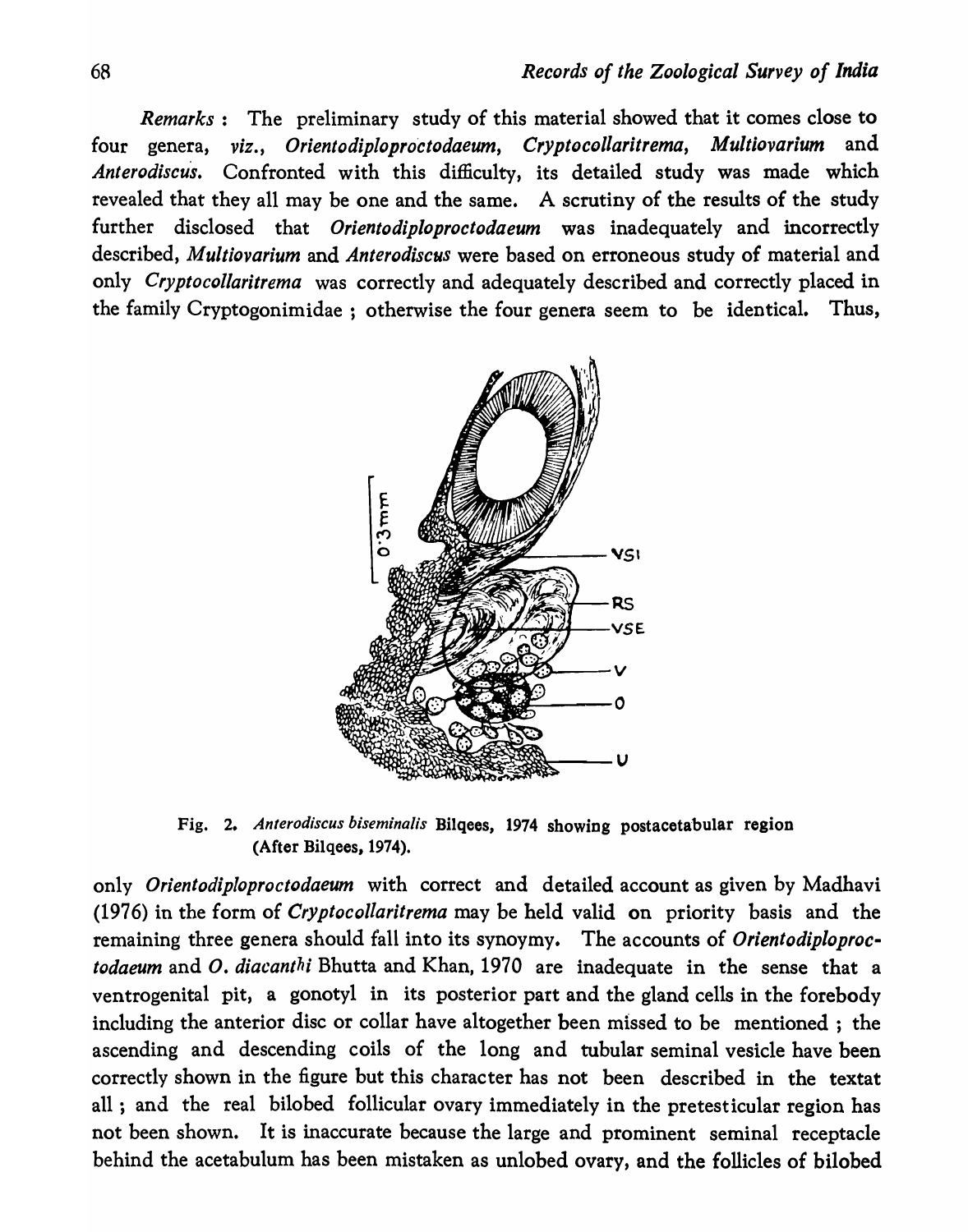*Remarks* : The preliminary study of this material showed that it comes close to four genera, *viz.*, *Orientodiploproctodaeum*, *Cryptocollaritrema*, *Multiovarium* and *Anterodiscus*. Confronted with this difficulty, its detailed study was made which revealed that they all may be one and the same. A scrutiny of the results of the study further disclosed that *Orientodiploproctodaeum* was inadequately and incorrectly described, *Multiovarium* and *Anterodiscus* were based on erroneous study of material and only *Cryptocollaritrema* was correctly and adequately described and correctly placed in the family Cryptogonimidae ; otherwise the four genera seem to be identical. Thus,

0·3mm

VSI

RS

VSE

V

O

U

Fig. 2. *Anterodiscus biseminalis* Bilqees, 1974 showing postacetabular region (After Bilqees, 1974).

only *Orientodiploproctodaeum* with correct and detailed account as given by Madhavi (1976) in the form of *Cryptocollaritrema* may be held valid on priority basis and the remaining three genera should fall into its synoymy. The accounts of *Orientodiploproctodaeum* and *O. diacanthi* Bhutta and Khan, 1970 are inadequate in the sense that a ventrogenital pit, a gonotyl in its posterior part and the gland cells in the forebody including the anterior disc or collar have altogether been missed to be mentioned ; the ascending and descending coils of the long and tubular seminal vesicle have been correctly shown in the figure but this character has not been described in the textat all ; and the real bilobed follicular ovary immediately in the pretesticular region has not been shown. It is inaccurate because the large and prominent seminal receptacle behind the acetabulum has been mistaken as unlobed ovary, and the follicles of bilobed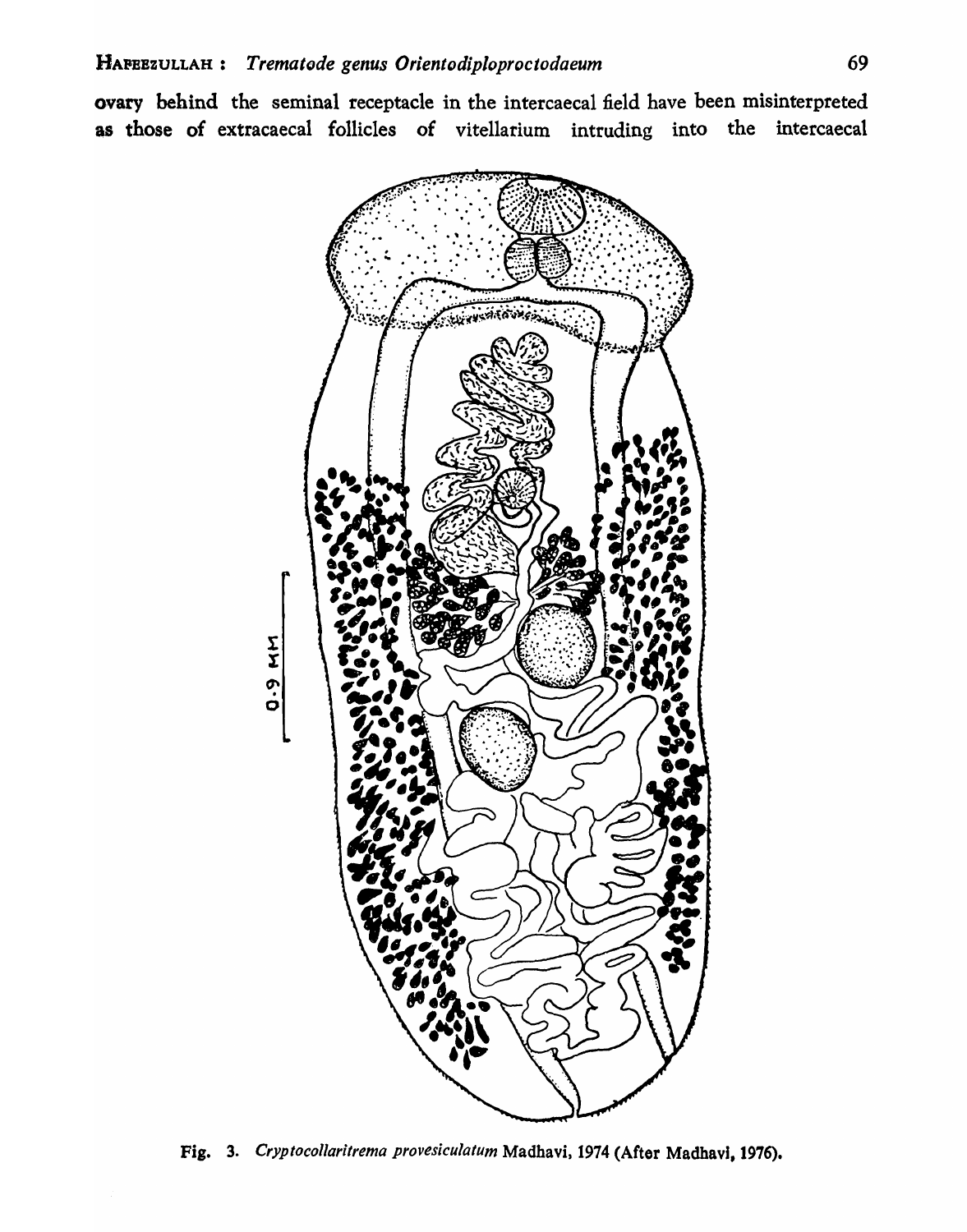ovary behind the seminal receptacle in the intercaecal field have been misinterpreted as those of extracaecal follicles of vitellarium intruding into the intercaecal

0.9 MM

Fig. 3. *Cryptocollaritrema provesiculatum* Madhavi, 1974 (After Madhavi, 1976).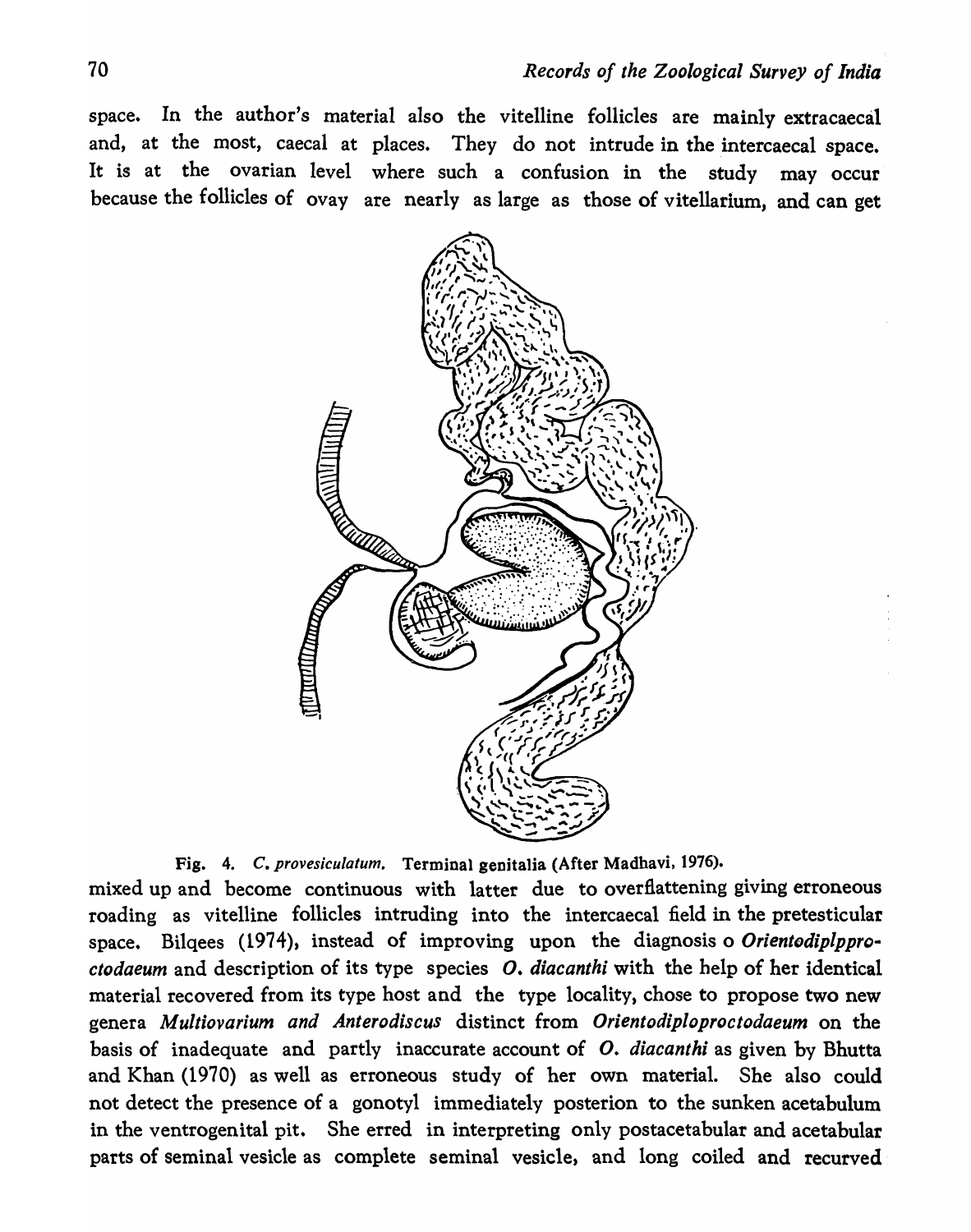space. In the author's material also the vitelline follicles are mainly extracaecal and, at the most, caecal at places. They do not intrude in the intercaecal space. It is at the ovarian level where such a confusion in the study may occur because the follicles of ovay are nearly as large as those of vitellarium, and can get

Fig. 4. *C. provesiculatum.* Terminal genitalia (After Madhavi, 1976).

mixed up and become continuous with latter due to overflattening giving erroneous roading as vitelline follicles intruding into the intercaecal field in the pretesticular space. Bilqees (1974), instead of improving upon the diagnosis o *Orientodiplppro-ctodaeum* and description of its type species *O. diacanthi* with the help of her identical material recovered from its type host and the type locality, chose to propose two new genera *Multiovarium and Anterodiscus* distinct from *Orientodiploproctodaeum* on the basis of inadequate and partly inaccurate account of *O. diacanthi* as given by Bhutta and Khan (1970) as well as erroneous study of her own material. She also could not detect the presence of a gonotyl immediately posterion to the sunken acetabulum in the ventrogenital pit. She erred in interpreting only postacetabular and acetabular parts of seminal vesicle as complete seminal vesicle, and long coiled and recurved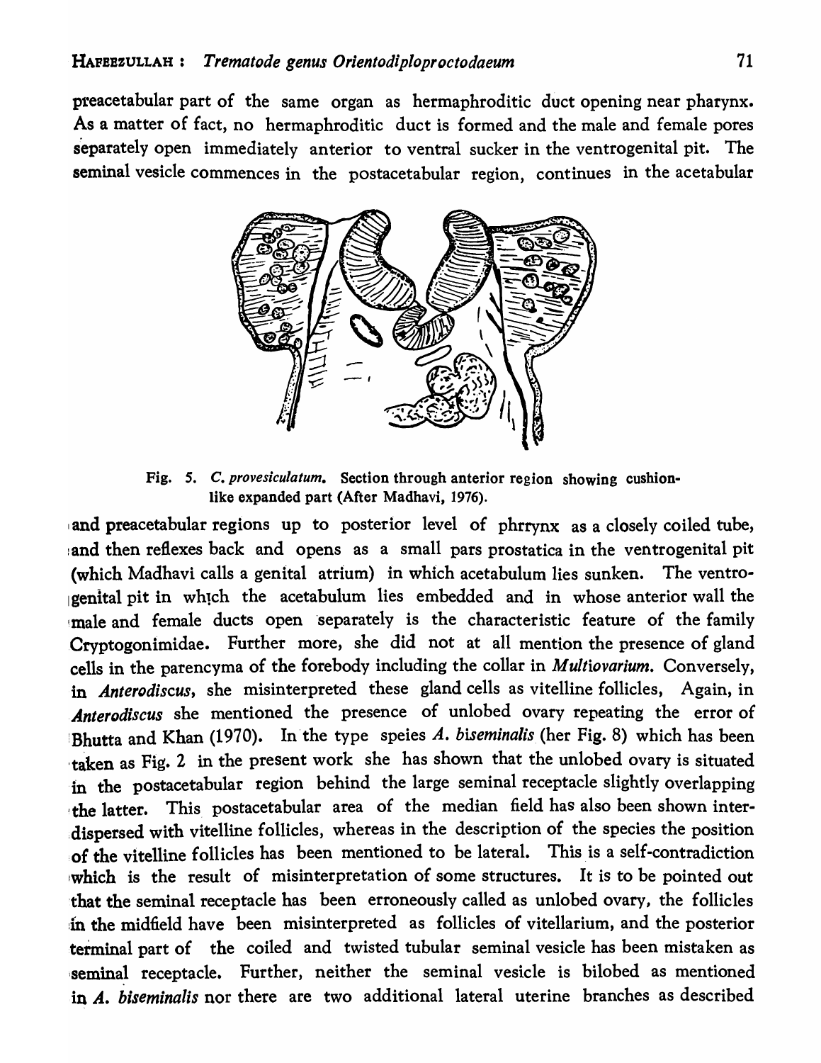preacetabular part of the same organ as hermaphroditic duct opening near pharynx. As a matter of fact, no hermaphroditic duct is formed and the male and female pores separately open immediately anterior to ventral sucker in the ventrogenital pit. The seminal vesicle commences in the postacetabular region, continues in the acetabular

Fig. 5. *C. provesiculatum.* Section through anterior region showing cushion-like expanded part (After Madhavi, 1976).

and preacetabular regions up to posterior level of phrrynx as a closely coiled tube, and then reflexes back and opens as a small pars prostatica in the ventrogenital pit (which Madhavi calls a genital atrium) in which acetabulum lies sunken. The ventrogenital pit in which the acetabulum lies embedded and in whose anterior wall the male and female ducts open separately is the characteristic feature of the family Cryptogonimidae. Further more, she did not at all mention the presence of gland cells in the parencyma of the forebody including the collar in *Multiovarium.* Conversely, in *Anterodiscus*, she misinterpreted these gland cells as vitelline follicles, Again, in *Anterodiscus* she mentioned the presence of unlobed ovary repeating the error of Bhutta and Khan (1970). In the type speies *A. biseminalis* (her Fig. 8) which has been taken as Fig. 2 in the present work she has shown that the unlobed ovary is situated in the postacetabular region behind the large seminal receptacle slightly overlapping the latter. This postacetabular area of the median field has also been shown interdispersed with vitelline follicles, whereas in the description of the species the position of the vitelline follicles has been mentioned to be lateral. This is a self-contradiction which is the result of misinterpretation of some structures. It is to be pointed out that the seminal receptacle has been erroneously called as unlobed ovary, the follicles in the midfield have been misinterpreted as follicles of vitellarium, and the posterior terminal part of the coiled and twisted tubular seminal vesicle has been mistaken as seminal receptacle. Further, neither the seminal vesicle is bilobed as mentioned in *A. biseminalis* nor there are two additional lateral uterine branches as described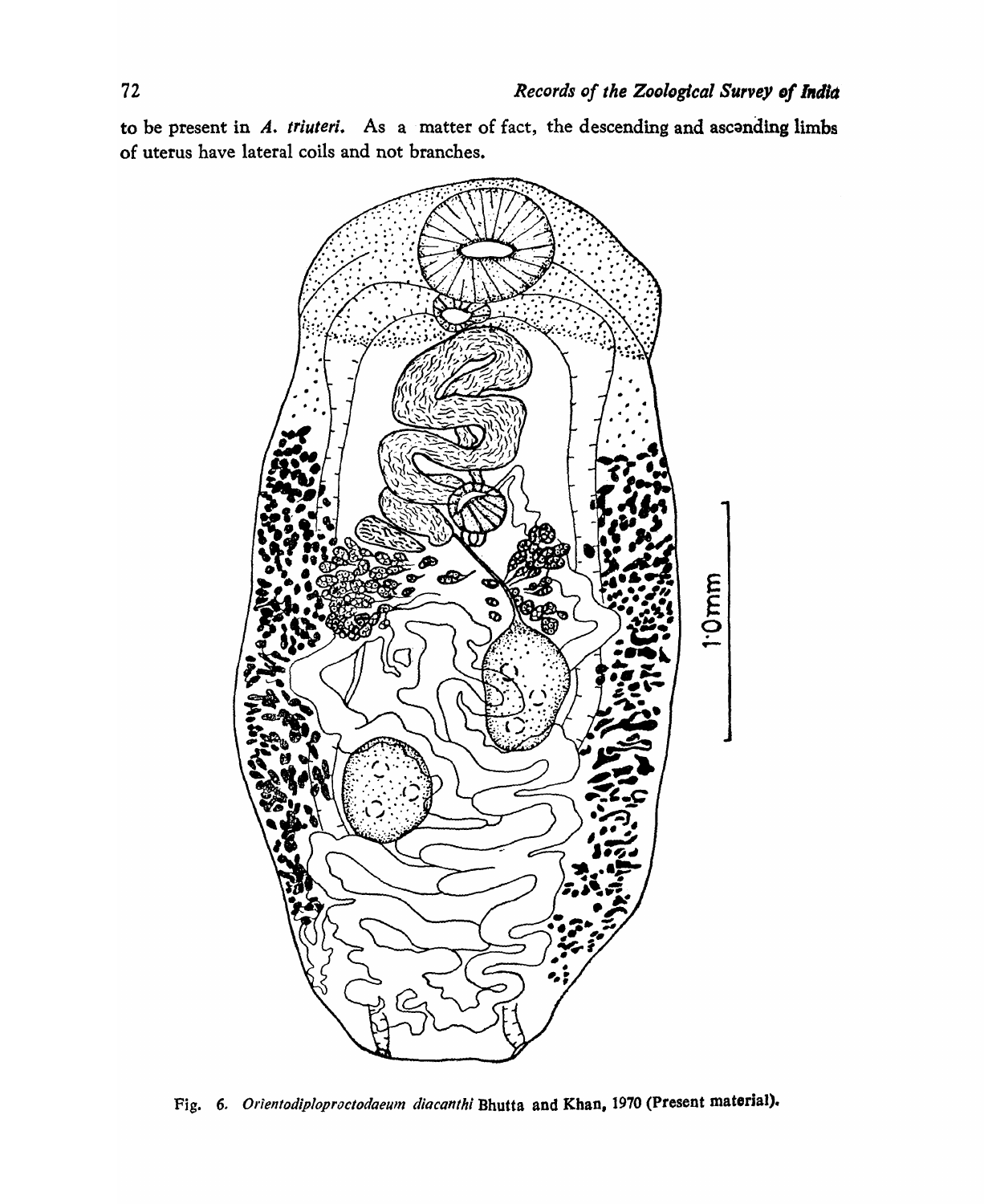to be present in *A. triuteri*. As a matter of fact, the descending and ascending limbs of uterus have lateral coils and not branches.

1·0mm

Fig. 6. *Orientodiploproctodaeum diacanthi* Bhutta and Khan, 1970 (Present material).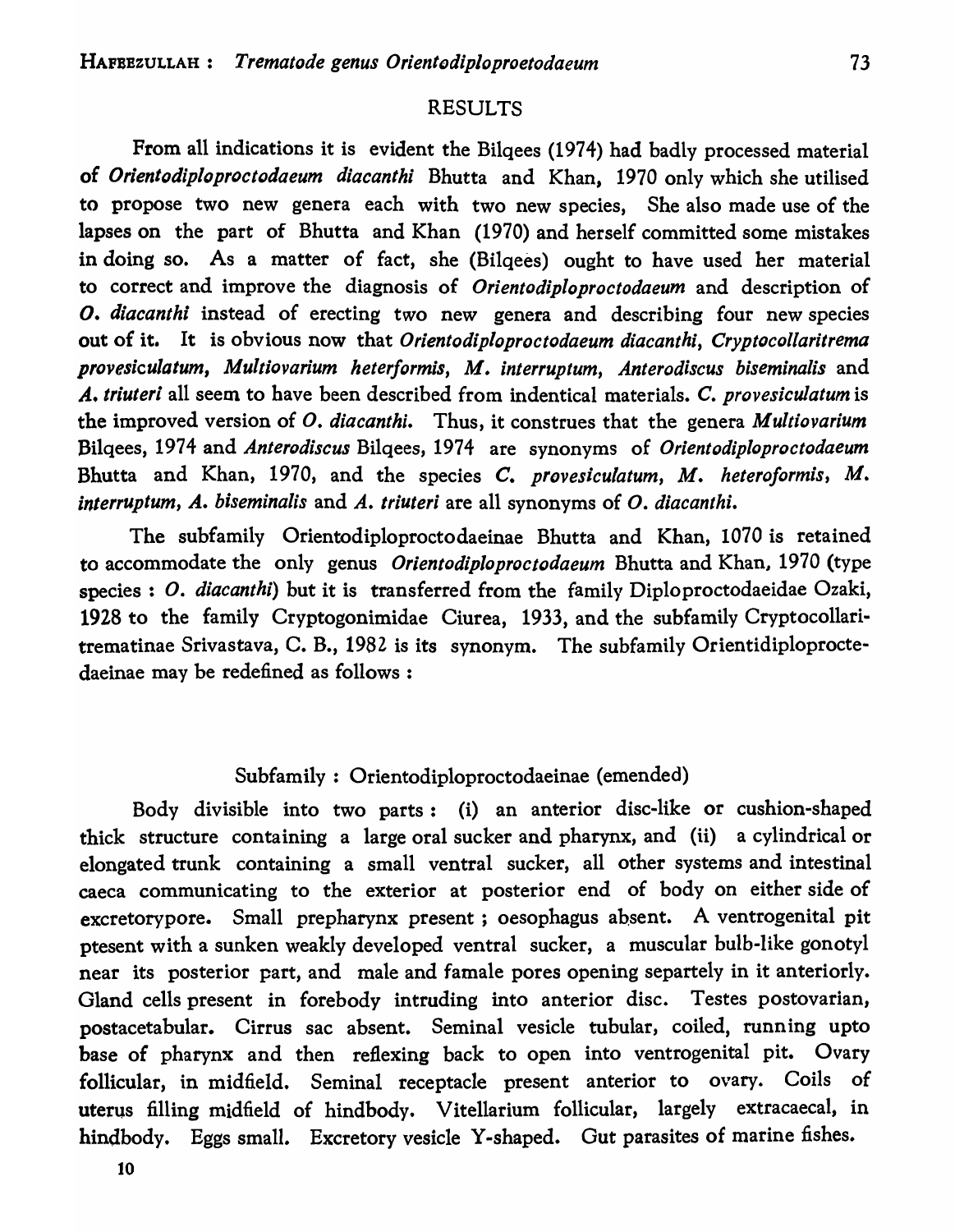## RESULTS

From all indications it is evident the Bilqees (1974) had badly processed material of *Orientodiploproctodaeum diacanthi* Bhutta and Khan, 1970 only which she utilised to propose two new genera each with two new species, She also made use of the lapses on the part of Bhutta and Khan (1970) and herself committed some mistakes in doing so. As a matter of fact, she (Bilqees) ought to have used her material to correct and improve the diagnosis of *Orientodiploproctodaeum* and description of *O. diacanthi* instead of erecting two new genera and describing four new species out of it. It is obvious now that *Orientodiploproctodaeum diacanthi, Cryptocollaritrema provesiculatum, Multiovarium heterformis, M. interruptum, Anterodiscus biseminalis* and *A. triuteri* all seem to have been described from indentical materials. *C. provesiculatum* is the improved version of *O. diacanthi*. Thus, it construes that the genera *Multiovarium* Bilqees, 1974 and *Anterodiscus* Bilqees, 1974 are synonyms of *Orientodiploproctodaeum* Bhutta and Khan, 1970, and the species *C. provesiculatum, M. heteroformis, M. interruptum, A. biseminalis* and *A. triuteri* are all synonyms of *O. diacanthi*.

The subfamily Orientodiploproctodaeinae Bhutta and Khan, 1070 is retained to accommodate the only genus *Orientodiploproctodaeum* Bhutta and Khan, 1970 (type species : *O. diacanthi*) but it is transferred from the family Diploproctodaeidae Ozaki, 1928 to the family Cryptogonimidae Ciurea, 1933, and the subfamily Cryptocollaritrematinae Srivastava, C. B., 1982 is its synonym. The subfamily Orientidiploproctedaeinae may be redefined as follows :

### Subfamily : Orientodiploproctodaeinae (emended)

Body divisible into two parts : (i) an anterior disc-like or cushion-shaped thick structure containing a large oral sucker and pharynx, and (ii) a cylindrical or elongated trunk containing a small ventral sucker, all other systems and intestinal caeca communicating to the exterior at posterior end of body on either side of excretorypore. Small prepharynx present ; oesophagus absent. A ventrogenital pit ptesent with a sunken weakly developed ventral sucker, a muscular bulb-like gonotyl near its posterior part, and male and famale pores opening separtely in it anteriorly. Gland cells present in forebody intruding into anterior disc. Testes postovarian, postacetabular. Cirrus sac absent. Seminal vesicle tubular, coiled, running upto base of pharynx and then reflexing back to open into ventrogenital pit. Ovary follicular, in midfield. Seminal receptacle present anterior to ovary. Coils of uterus filling midfield of hindbody. Vitellarium follicular, largely extracaecal, in hindbody. Eggs small. Excretory vesicle Y-shaped. Gut parasites of marine fishes.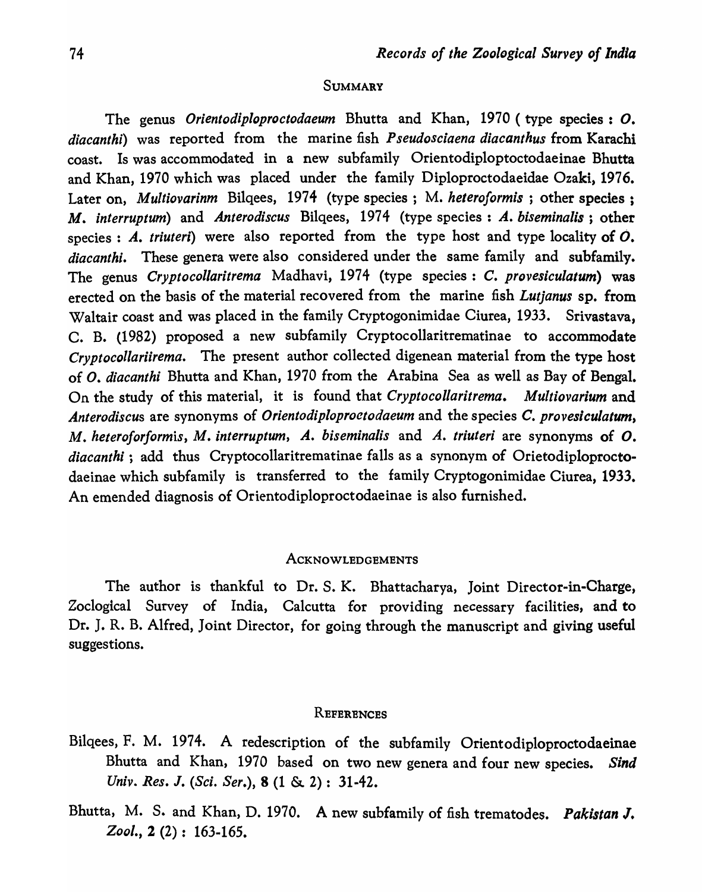## SUMMARY

The genus *Orientodiploproctodaeum* Bhutta and Khan, 1970 (type species : *O. diacanthi*) was reported from the marine fish *Pseudosciaena diacanthus* from Karachi coast. Is was accommodated in a new subfamily Orientodiploptoctodaeinae Bhutta and Khan, 1970 which was placed under the family Diploproctodaeidae Ozaki, 1976. Later on, *Multiovarinm* Bilqees, 1974 (type species ; M. *heteroformis* ; other species ; *M. interruptum*) and *Anterodiscus* Bilqees, 1974 (type species : *A. biseminalis* ; other species : *A. triuteri*) were also reported from the type host and type locality of *O. diacanthi*. These genera were also considered under the same family and subfamily. The genus *Cryptocollaritrema* Madhavi, 1974 (type species : *C. provesiculatum*) was erected on the basis of the material recovered from the marine fish *Lutjanus* sp. from Waltair coast and was placed in the family Cryptogonimidae Ciurea, 1933. Srivastava, C. B. (1982) proposed a new subfamily Cryptocollaritrematinae to accommodate *Cryptocollariirema*. The present author collected digenean material from the type host of *O. diacanthi* Bhutta and Khan, 1970 from the Arabina Sea as well as Bay of Bengal. On the study of this material, it is found that *Cryptocollaritrema*. *Multiovarium* and *Anterodiscus* are synonyms of *Orientodiploproctodaeum* and the species *C. provesiculatum*, *M. heteroforformis*, *M. interruptum*, *A. biseminalis* and *A. triuteri* are synonyms of *O. diacanthi* ; add thus Cryptocollaritrematinae falls as a synonym of Orietodiploproctodaeinae which subfamily is transferred to the family Cryptogonimidae Ciurea, 1933. An emended diagnosis of Orientodiploproctodaeinae is also furnished.

## ACKNOWLEDGEMENTS

The author is thankful to Dr. S. K. Bhattacharya, Joint Director-in-Charge, Zoclogical Survey of India, Calcutta for providing necessary facilities, and to Dr. J. R. B. Alfred, Joint Director, for going through the manuscript and giving useful suggestions.

## REFERENCES

Bilqees, F. M. 1974. A redescription of the subfamily Orientodiploproctodaeinae Bhutta and Khan, 1970 based on two new genera and four new species. *Sind Univ. Res. J. (Sci. Ser.)*, **8** (1 & 2) : 31-42.

Bhutta, M. S. and Khan, D. 1970. A new subfamily of fish trematodes. *Pakistan J. Zool.*, **2** (2) : 163-165.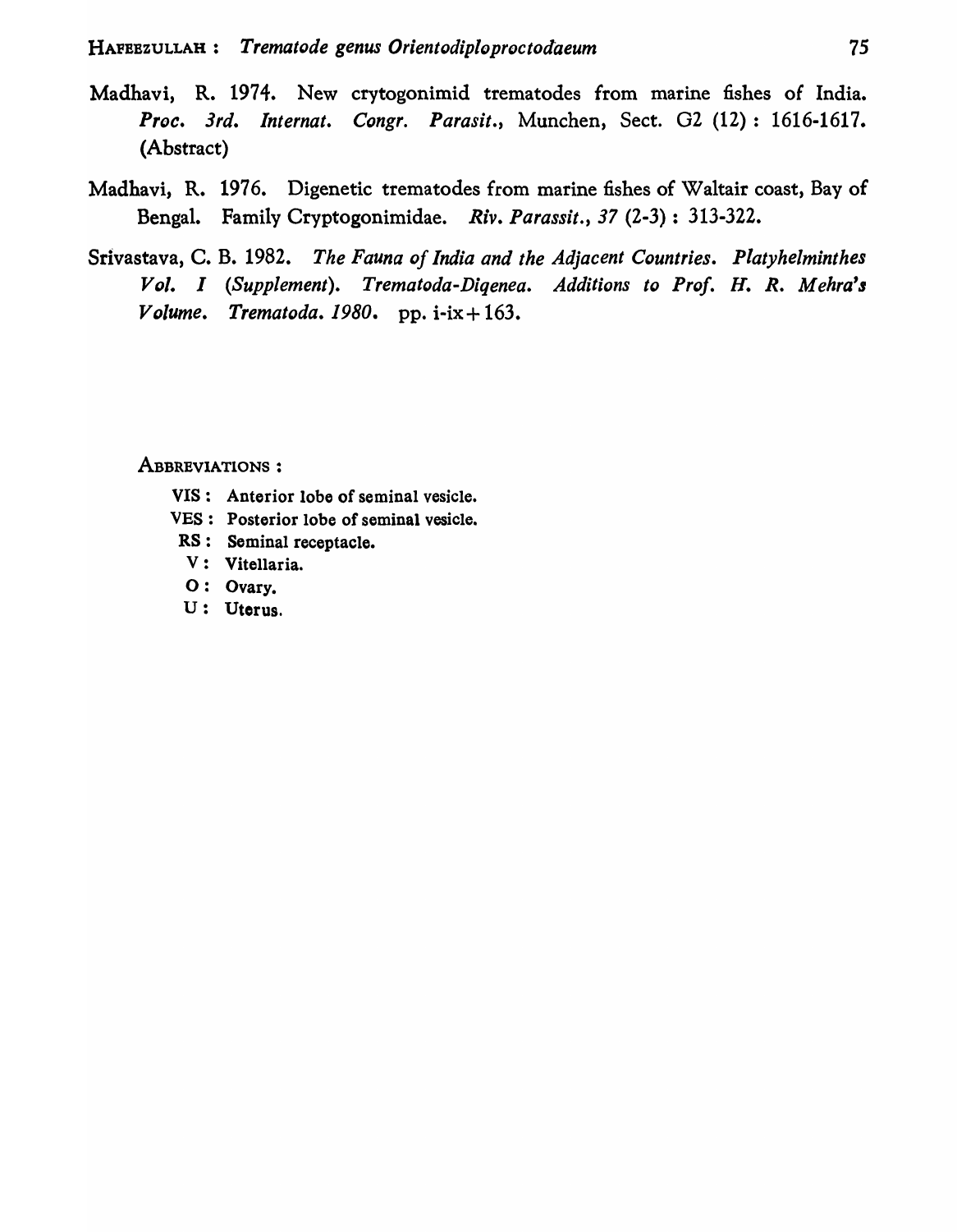Madhavi, R. 1974. New crytogonimid trematodes from marine fishes of India. *Proc. 3rd. Internat. Congr. Parasit.*, Munchen, Sect. G2 (12) : 1616-1617. (Abstract)

Madhavi, R. 1976. Digenetic trematodes from marine fishes of Waltair coast, Bay of Bengal. Family Cryptogonimidae. *Riv. Parassit.*, *37* (2-3) : 313-322.

Srivastava, C. B. 1982. *The Fauna of India and the Adjacent Countries. Platyhelminthes Vol. I (Supplement). Trematoda-Diqenea. Additions to Prof. H. R. Mehra's Volume. Trematoda. 1980.* pp. i-ix + 163.

ABBREVIATIONS :

- **VIS :** Anterior lobe of seminal vesicle.
- **VES :** Posterior lobe of seminal vesicle.
- **RS :** Seminal receptacle.
- **V :** Vitellaria.
- **O :** Ovary.
- **U :** Uterus.